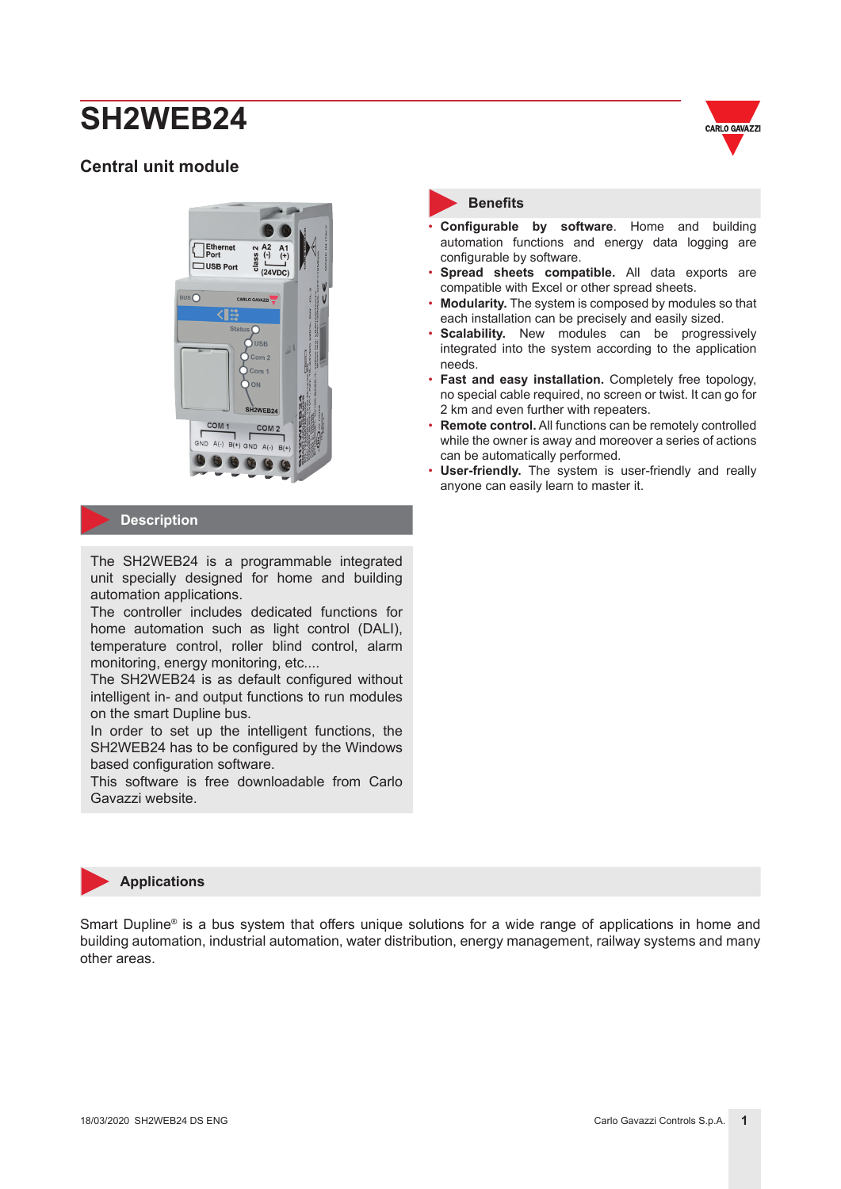# SH2WEB24

## Central unit module

## Benefits

- **Configurable by software**. Home and building automation functions and energy data logging are configurable by software.
- **Spread sheets compatible.** All data exports are compatible with Excel or other spread sheets.
- **Modularity.** The system is composed by modules so that each installation can be precisely and easily sized.
- **Scalability.** New modules can be progressively integrated into the system according to the application needs.
- **Fast and easy installation.** Completely free topology, no special cable required, no screen or twist. It can go for 2 km and even further with repeaters.
- **Remote control.** All functions can be remotely controlled while the owner is away and moreover a series of actions can be automatically performed.
- **User-friendly.** The system is user-friendly and really anyone can easily learn to master it.

## Description

The SH2WEB24 is a programmable integrated unit specially designed for home and building automation applications.
The controller includes dedicated functions for home automation such as light control (DALI), temperature control, roller blind control, alarm monitoring, energy monitoring, etc....
The SH2WEB24 is as default configured without intelligent in- and output functions to run modules on the smart Dupline bus.
In order to set up the intelligent functions, the SH2WEB24 has to be configured by the Windows based configuration software.
This software is free downloadable from Carlo Gavazzi website.

## Applications

Smart Dupline® is a bus system that offers unique solutions for a wide range of applications in home and building automation, industrial automation, water distribution, energy management, railway systems and many other areas.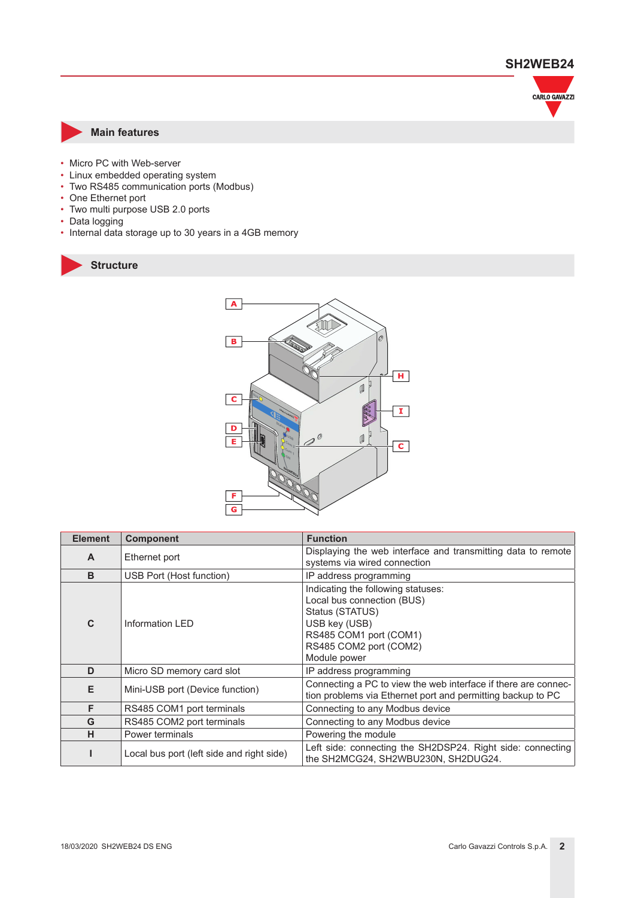## Main features

- Micro PC with Web-server
- Linux embedded operating system
- Two RS485 communication ports (Modbus)
- One Ethernet port
- Two multi purpose USB 2.0 ports
- Data logging
- Internal data storage up to 30 years in a 4GB memory

## Structure

| Element | Component | Function |
|---|---|---|
| A | Ethernet port | Displaying the web interface and transmitting data to remote systems via wired connection |
| B | USB Port (Host function) | IP address programming |
| C | Information LED | Indicating the following statuses:<br>Local bus connection (BUS)<br>Status (STATUS)<br>USB key (USB)<br>RS485 COM1 port (COM1)<br>RS485 COM2 port (COM2)<br>Module power |
| D | Micro SD memory card slot | IP address programming |
| E | Mini-USB port (Device function) | Connecting a PC to view the web interface if there are connection problems via Ethernet port and permitting backup to PC |
| F | RS485 COM1 port terminals | Connecting to any Modbus device |
| G | RS485 COM2 port terminals | Connecting to any Modbus device |
| H | Power terminals | Powering the module |
| I | Local bus port (left side and right side) | Left side: connecting the SH2DSP24. Right side: connecting the SH2MCG24, SH2WBU230N, SH2DUG24. |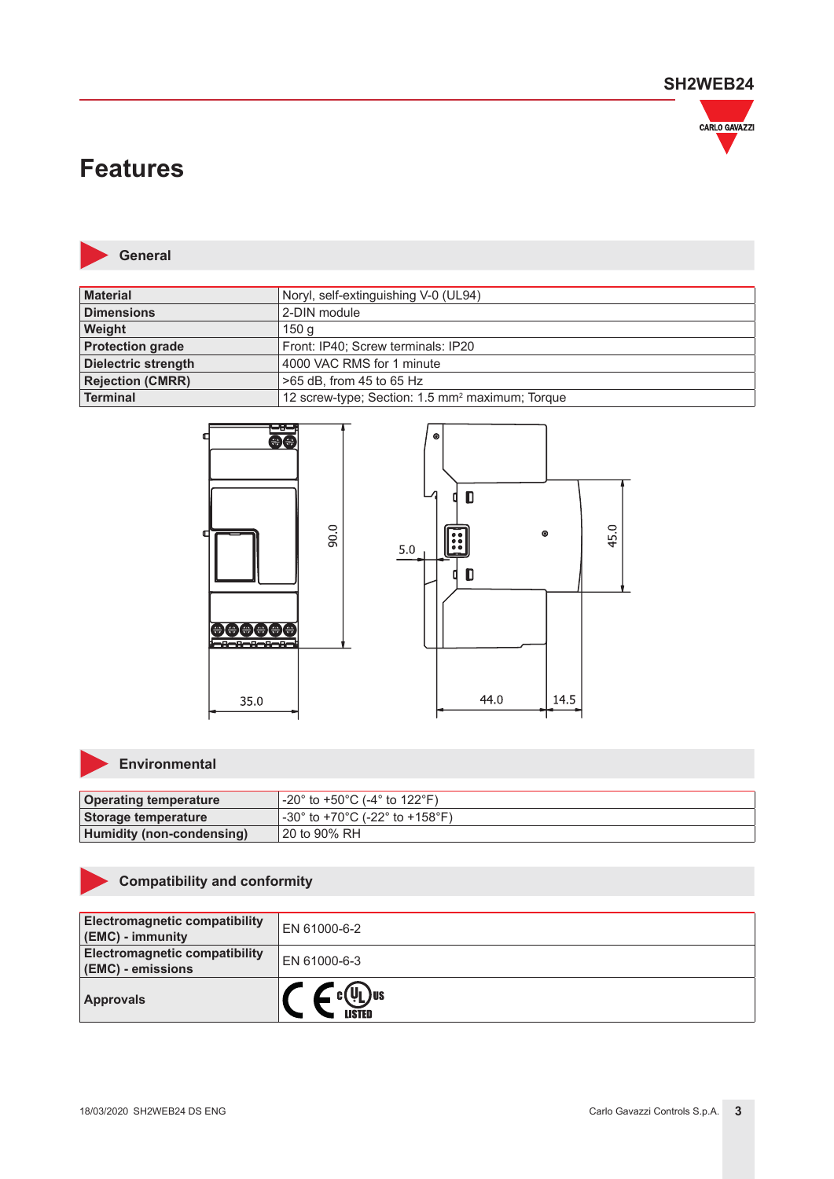# Features

## General

| | |
|---|---|
| **Material** | Noryl, self-extinguishing V-0 (UL94) |
| **Dimensions** | 2-DIN module |
| **Weight** | 150 g |
| **Protection grade** | Front: IP40; Screw terminals: IP20 |
| **Dielectric strength** | 4000 VAC RMS for 1 minute |
| **Rejection (CMRR)** | >65 dB, from 45 to 65 Hz |
| **Terminal** | 12 screw-type; Section: 1.5 mm² maximum; Torque |

## Environmental

| | |
|---|---|
| **Operating temperature** | -20° to +50°C (-4° to 122°F) |
| **Storage temperature** | -30° to +70°C (-22° to +158°F) |
| **Humidity (non-condensing)** | 20 to 90% RH |

## Compatibility and conformity

| | |
|---|---|
| **Electromagnetic compatibility (EMC) - immunity** | EN 61000-6-2 |
| **Electromagnetic compatibility (EMC) - emissions** | EN 61000-6-3 |
| **Approvals** | CE, cULus LISTED |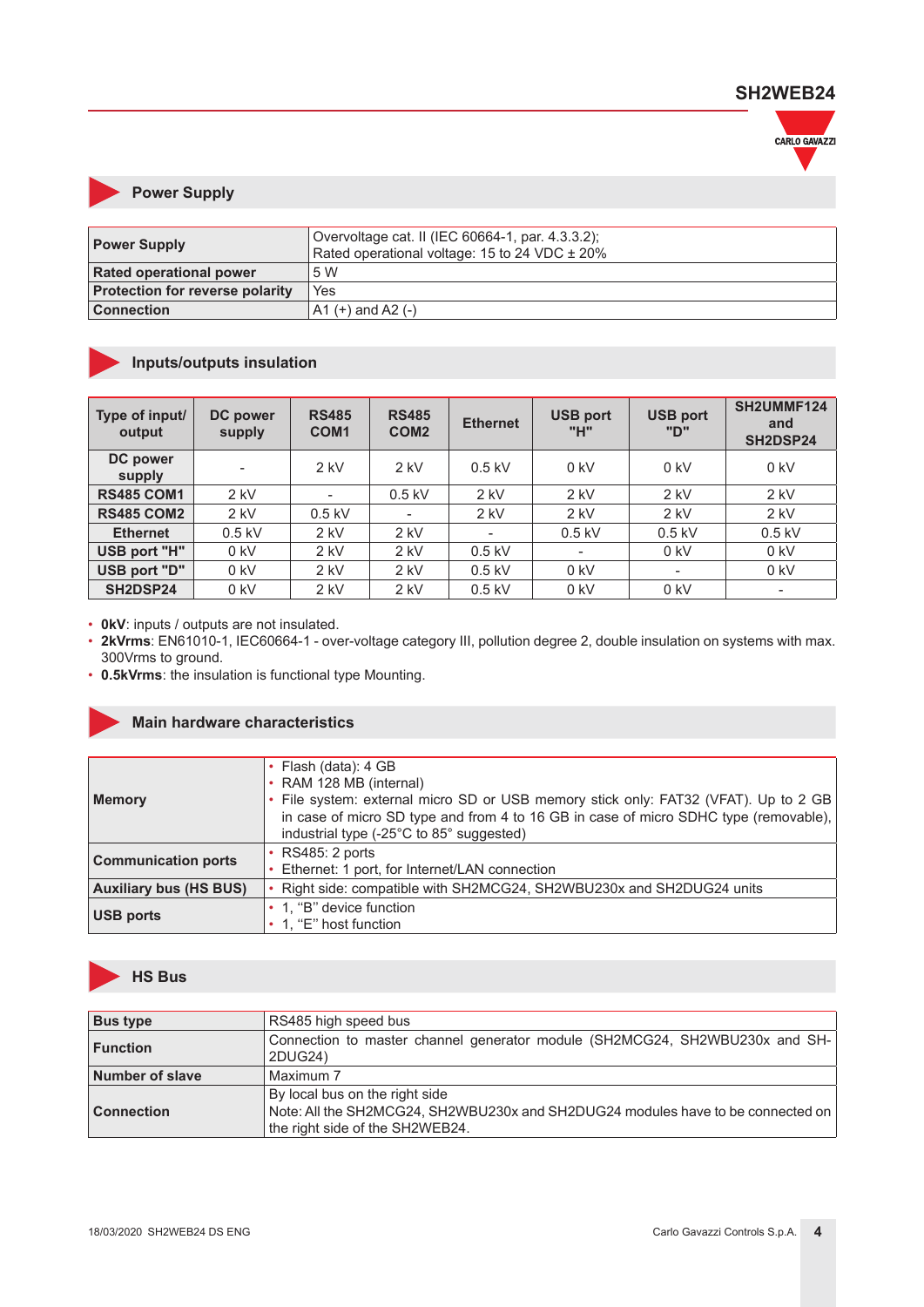## Power Supply

| | |
|---|---|
| **Power Supply** | Overvoltage cat. II (IEC 60664-1, par. 4.3.3.2);<br>Rated operational voltage: 15 to 24 VDC ± 20% |
| **Rated operational power** | 5 W |
| **Protection for reverse polarity** | Yes |
| **Connection** | A1 (+) and A2 (-) |

## Inputs/outputs insulation

| Type of input/ output | DC power supply | RS485 COM1 | RS485 COM2 | Ethernet | USB port "H" | USB port "D" | SH2UMMF124 and SH2DSP24 |
|---|---|---|---|---|---|---|---|
| **DC power supply** | - | 2 kV | 2 kV | 0.5 kV | 0 kV | 0 kV | 0 kV |
| **RS485 COM1** | 2 kV | - | 0.5 kV | 2 kV | 2 kV | 2 kV | 2 kV |
| **RS485 COM2** | 2 kV | 0.5 kV | - | 2 kV | 2 kV | 2 kV | 2 kV |
| **Ethernet** | 0.5 kV | 2 kV | 2 kV | - | 0.5 kV | 0.5 kV | 0.5 kV |
| **USB port "H"** | 0 kV | 2 kV | 2 kV | 0.5 kV | - | 0 kV | 0 kV |
| **USB port "D"** | 0 kV | 2 kV | 2 kV | 0.5 kV | 0 kV | - | 0 kV |
| **SH2DSP24** | 0 kV | 2 kV | 2 kV | 0.5 kV | 0 kV | 0 kV | - |

- **0kV**: inputs / outputs are not insulated.
- **2kVrms**: EN61010-1, IEC60664-1 - over-voltage category III, pollution degree 2, double insulation on systems with max. 300Vrms to ground.
- **0.5kVrms**: the insulation is functional type Mounting.

## Main hardware characteristics

| | |
|---|---|
| **Memory** | • Flash (data): 4 GB<br>• RAM 128 MB (internal)<br>• File system: external micro SD or USB memory stick only: FAT32 (VFAT). Up to 2 GB in case of micro SD type and from 4 to 16 GB in case of micro SDHC type (removable), industrial type (-25°C to 85° suggested) |
| **Communication ports** | • RS485: 2 ports<br>• Ethernet: 1 port, for Internet/LAN connection |
| **Auxiliary bus (HS BUS)** | • Right side: compatible with SH2MCG24, SH2WBU230x and SH2DUG24 units |
| **USB ports** | • 1, "B" device function<br>• 1, "E" host function |

## HS Bus

| | |
|---|---|
| **Bus type** | RS485 high speed bus |
| **Function** | Connection to master channel generator module (SH2MCG24, SH2WBU230x and SH-2DUG24) |
| **Number of slave** | Maximum 7 |
| **Connection** | By local bus on the right side<br>Note: All the SH2MCG24, SH2WBU230x and SH2DUG24 modules have to be connected on the right side of the SH2WEB24. |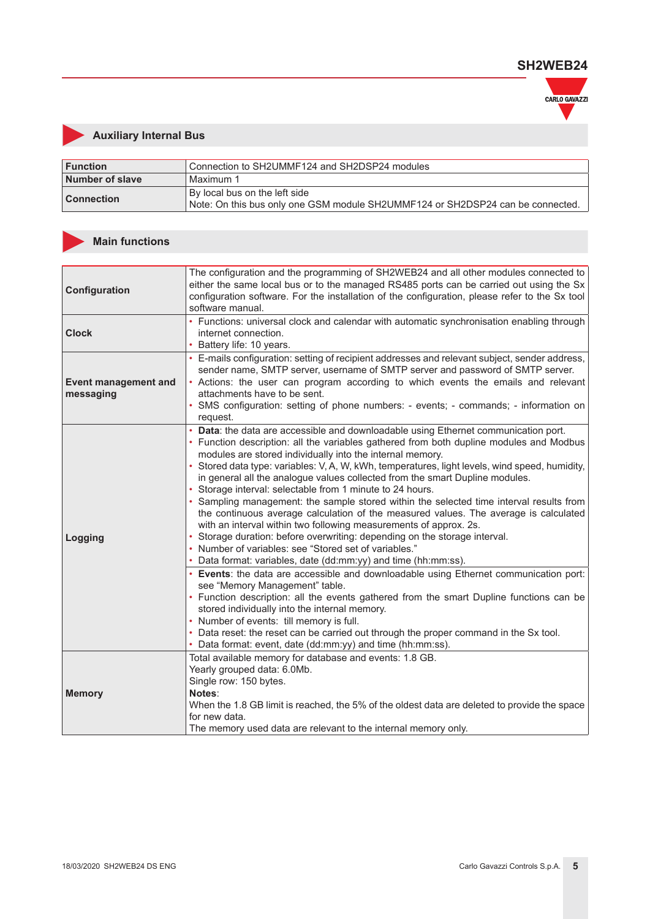## Auxiliary Internal Bus

| | |
|---|---|
| **Function** | Connection to SH2UMMF124 and SH2DSP24 modules |
| **Number of slave** | Maximum 1 |
| **Connection** | By local bus on the left side<br>Note: On this bus only one GSM module SH2UMMF124 or SH2DSP24 can be connected. |

## Main functions

| | |
|---|---|
| **Configuration** | The configuration and the programming of SH2WEB24 and all other modules connected to either the same local bus or to the managed RS485 ports can be carried out using the Sx configuration software. For the installation of the configuration, please refer to the Sx tool software manual. |
| **Clock** | • Functions: universal clock and calendar with automatic synchronisation enabling through internet connection.<br>• Battery life: 10 years. |
| **Event management and messaging** | • E-mails configuration: setting of recipient addresses and relevant subject, sender address, sender name, SMTP server, username of SMTP server and password of SMTP server.<br>• Actions: the user can program according to which events the emails and relevant attachments have to be sent.<br>• SMS configuration: setting of phone numbers: - events; - commands; - information on request. |
| **Logging** | • **Data**: the data are accessible and downloadable using Ethernet communication port.<br>• Function description: all the variables gathered from both dupline modules and Modbus modules are stored individually into the internal memory.<br>• Stored data type: variables: V, A, W, kWh, temperatures, light levels, wind speed, humidity, in general all the analogue values collected from the smart Dupline modules.<br>• Storage interval: selectable from 1 minute to 24 hours.<br>• Sampling management: the sample stored within the selected time interval results from the continuous average calculation of the measured values. The average is calculated with an interval within two following measurements of approx. 2s.<br>• Storage duration: before overwriting: depending on the storage interval.<br>• Number of variables: see “Stored set of variables.”<br>• Data format: variables, date (dd:mm:yy) and time (hh:mm:ss). |
| | • **Events**: the data are accessible and downloadable using Ethernet communication port: see “Memory Management” table.<br>• Function description: all the events gathered from the smart Dupline functions can be stored individually into the internal memory.<br>• Number of events: till memory is full.<br>• Data reset: the reset can be carried out through the proper command in the Sx tool.<br>• Data format: event, date (dd:mm:yy) and time (hh:mm:ss). |
| **Memory** | Total available memory for database and events: 1.8 GB.<br>Yearly grouped data: 6.0Mb.<br>Single row: 150 bytes.<br>**Notes**:<br>When the 1.8 GB limit is reached, the 5% of the oldest data are deleted to provide the space for new data.<br>The memory used data are relevant to the internal memory only. |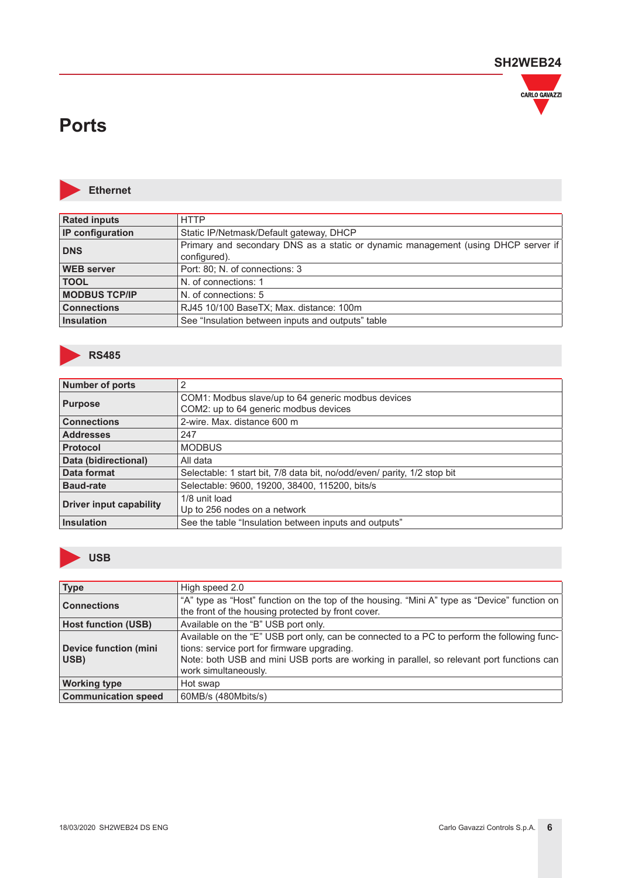# Ports

## Ethernet

| | |
|---|---|
| **Rated inputs** | HTTP |
| **IP configuration** | Static IP/Netmask/Default gateway, DHCP |
| **DNS** | Primary and secondary DNS as a static or dynamic management (using DHCP server if configured). |
| **WEB server** | Port: 80; N. of connections: 3 |
| **TOOL** | N. of connections: 1 |
| **MODBUS TCP/IP** | N. of connections: 5 |
| **Connections** | RJ45 10/100 BaseTX; Max. distance: 100m |
| **Insulation** | See “Insulation between inputs and outputs” table |

## RS485

| | |
|---|---|
| **Number of ports** | 2 |
| **Purpose** | COM1: Modbus slave/up to 64 generic modbus devices<br>COM2: up to 64 generic modbus devices |
| **Connections** | 2-wire. Max. distance 600 m |
| **Addresses** | 247 |
| **Protocol** | MODBUS |
| **Data (bidirectional)** | All data |
| **Data format** | Selectable: 1 start bit, 7/8 data bit, no/odd/even/ parity, 1/2 stop bit |
| **Baud-rate** | Selectable: 9600, 19200, 38400, 115200, bits/s |
| **Driver input capability** | 1/8 unit load<br>Up to 256 nodes on a network |
| **Insulation** | See the table “Insulation between inputs and outputs” |

## USB

| | |
|---|---|
| **Type** | High speed 2.0 |
| **Connections** | “A” type as “Host” function on the top of the housing. “Mini A” type as “Device” function on the front of the housing protected by front cover. |
| **Host function (USB)** | Available on the “B” USB port only. |
| **Device function (mini USB)** | Available on the “E” USB port only, can be connected to a PC to perform the following functions: service port for firmware upgrading.<br>Note: both USB and mini USB ports are working in parallel, so relevant port functions can work simultaneously. |
| **Working type** | Hot swap |
| **Communication speed** | 60MB/s (480Mbits/s) |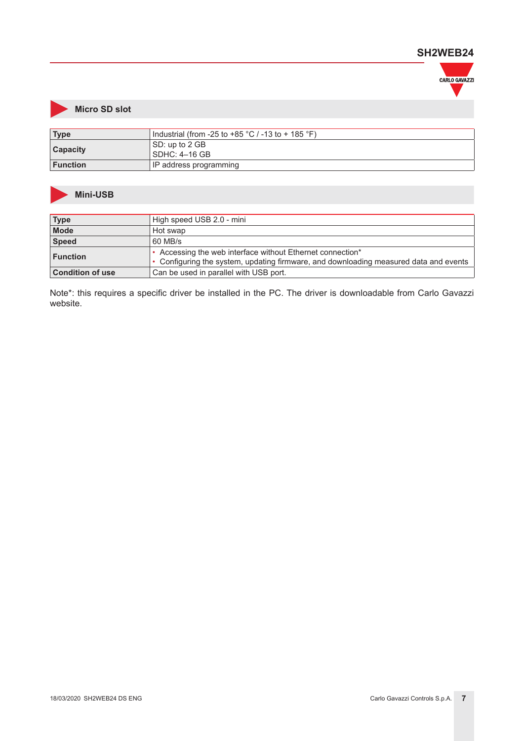## Micro SD slot

| | |
|---|---|
| **Type** | Industrial (from -25 to +85 °C / -13 to + 185 °F) |
| **Capacity** | SD: up to 2 GB<br>SDHC: 4–16 GB |
| **Function** | IP address programming |

## Mini-USB

| | |
|---|---|
| **Type** | High speed USB 2.0 - mini |
| **Mode** | Hot swap |
| **Speed** | 60 MB/s |
| **Function** | • Accessing the web interface without Ethernet connection*<br>• Configuring the system, updating firmware, and downloading measured data and events |
| **Condition of use** | Can be used in parallel with USB port. |

Note*: this requires a specific driver be installed in the PC. The driver is downloadable from Carlo Gavazzi website.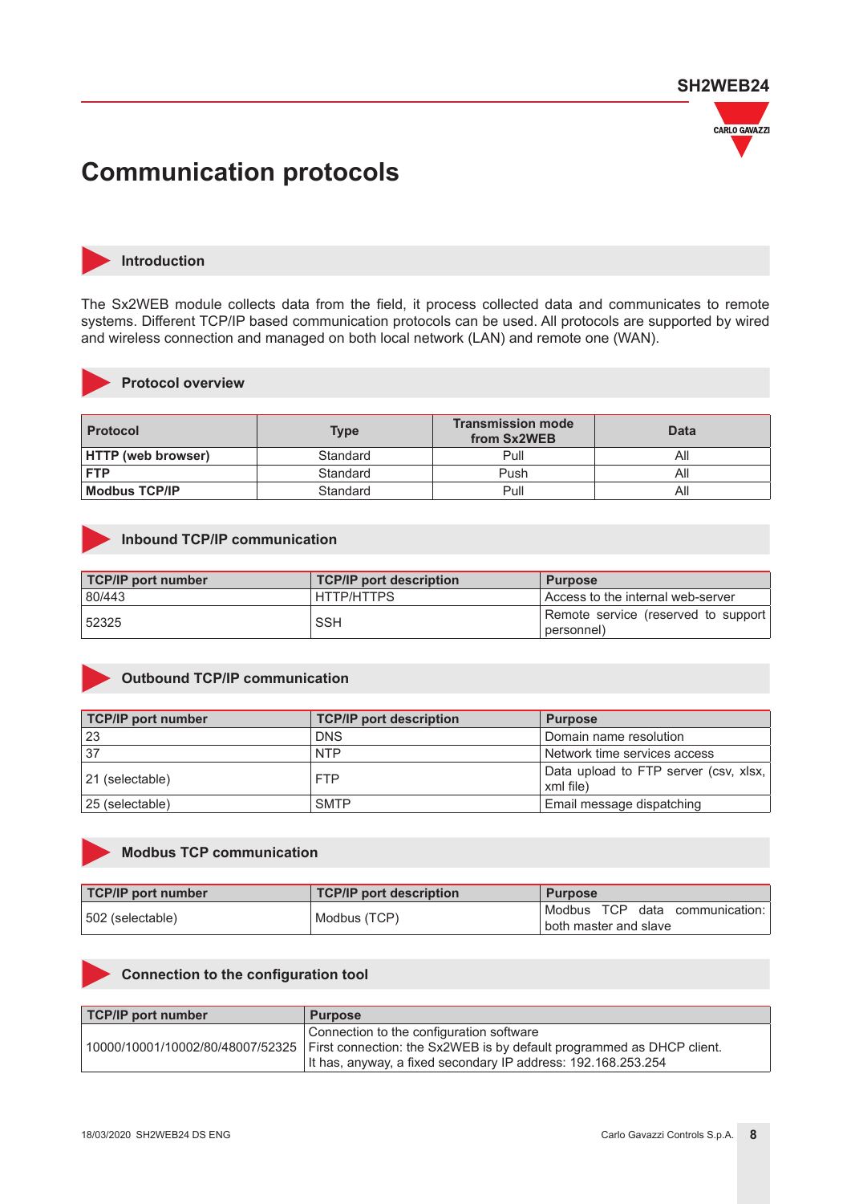# Communication protocols

## Introduction

The Sx2WEB module collects data from the field, it process collected data and communicates to remote systems. Different TCP/IP based communication protocols can be used. All protocols are supported by wired and wireless connection and managed on both local network (LAN) and remote one (WAN).

## Protocol overview

| Protocol | Type | Transmission mode from Sx2WEB | Data |
|---|---|---|---|
| **HTTP (web browser)** | Standard | Pull | All |
| **FTP** | Standard | Push | All |
| **Modbus TCP/IP** | Standard | Pull | All |

## Inbound TCP/IP communication

| TCP/IP port number | TCP/IP port description | Purpose |
|---|---|---|
| 80/443 | HTTP/HTTPS | Access to the internal web-server |
| 52325 | SSH | Remote service (reserved to support personnel) |

## Outbound TCP/IP communication

| TCP/IP port number | TCP/IP port description | Purpose |
|---|---|---|
| 23 | DNS | Domain name resolution |
| 37 | NTP | Network time services access |
| 21 (selectable) | FTP | Data upload to FTP server (csv, xlsx, xml file) |
| 25 (selectable) | SMTP | Email message dispatching |

## Modbus TCP communication

| TCP/IP port number | TCP/IP port description | Purpose |
|---|---|---|
| 502 (selectable) | Modbus (TCP) | Modbus TCP data communication: both master and slave |

## Connection to the configuration tool

| TCP/IP port number | Purpose |
|---|---|
| 10000/10001/10002/80/48007/52325 | Connection to the configuration software<br>First connection: the Sx2WEB is by default programmed as DHCP client.<br>It has, anyway, a fixed secondary IP address: 192.168.253.254 |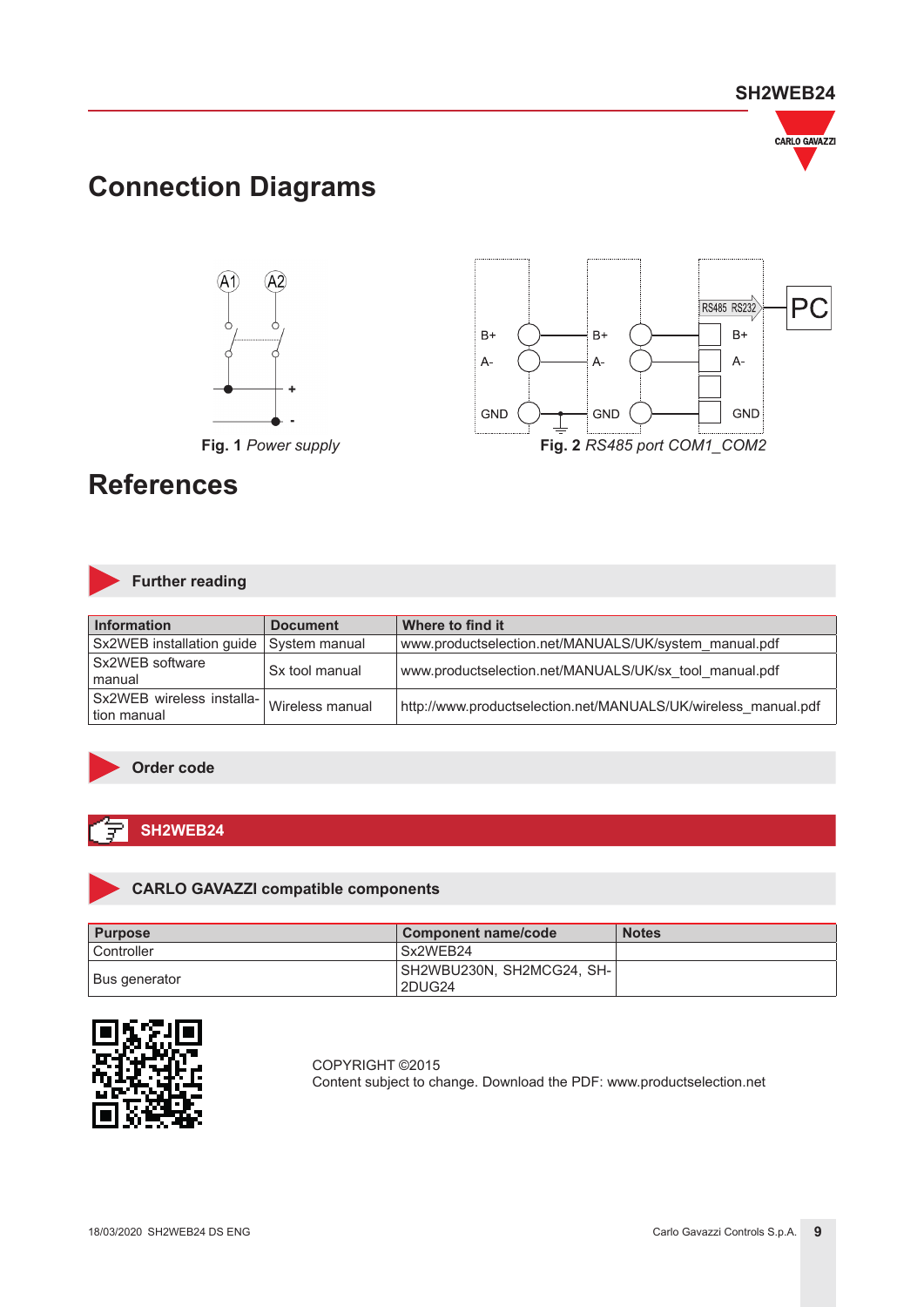## Connection Diagrams

A1 A2

\+

\-

**Fig. 1** *Power supply*

B+ A- GND B+ A- GND B+ A- GND RS485 RS232 PC

**Fig. 2** *RS485 port COM1_COM2*

## References

### Further reading

| Information | Document | Where to find it |
|---|---|---|
| Sx2WEB installation guide | System manual | www.productselection.net/MANUALS/UK/system_manual.pdf |
| Sx2WEB software manual | Sx tool manual | www.productselection.net/MANUALS/UK/sx_tool_manual.pdf |
| Sx2WEB wireless installation manual | Wireless manual | http://www.productselection.net/MANUALS/UK/wireless_manual.pdf |

### Order code

**SH2WEB24**

### CARLO GAVAZZI compatible components

| Purpose | Component name/code | Notes |
|---|---|---|
| Controller | Sx2WEB24 | |
| Bus generator | SH2WBU230N, SH2MCG24, SH2DUG24 | |

COPYRIGHT ©2015
Content subject to change. Download the PDF: www.productselection.net

18/03/2020 SH2WEB24 DS ENG